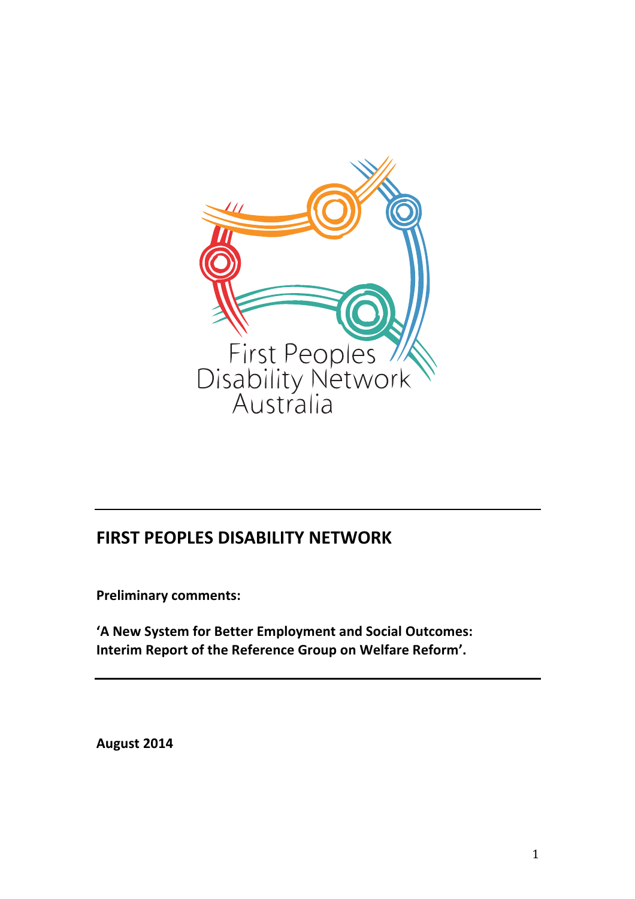First Peoples Disability Network Australia

# FIRST PEOPLES DISABILITY NETWORK

**Preliminary comments:**

**'A New System for Better Employment and Social Outcomes: Interim Report of the Reference Group on Welfare Reform'.**

**August 2014**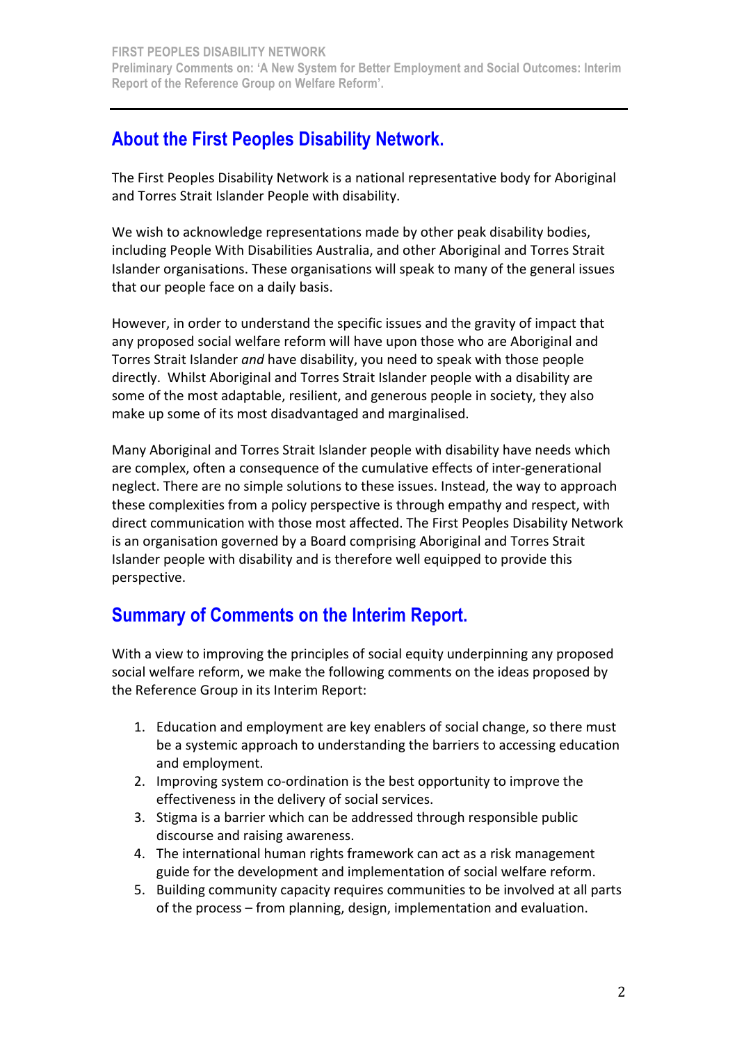## About the First Peoples Disability Network.

The First Peoples Disability Network is a national representative body for Aboriginal and Torres Strait Islander People with disability.

We wish to acknowledge representations made by other peak disability bodies, including People With Disabilities Australia, and other Aboriginal and Torres Strait Islander organisations. These organisations will speak to many of the general issues that our people face on a daily basis.

However, in order to understand the specific issues and the gravity of impact that any proposed social welfare reform will have upon those who are Aboriginal and Torres Strait Islander *and* have disability, you need to speak with those people directly. Whilst Aboriginal and Torres Strait Islander people with a disability are some of the most adaptable, resilient, and generous people in society, they also make up some of its most disadvantaged and marginalised.

Many Aboriginal and Torres Strait Islander people with disability have needs which are complex, often a consequence of the cumulative effects of inter-generational neglect. There are no simple solutions to these issues. Instead, the way to approach these complexities from a policy perspective is through empathy and respect, with direct communication with those most affected. The First Peoples Disability Network is an organisation governed by a Board comprising Aboriginal and Torres Strait Islander people with disability and is therefore well equipped to provide this perspective.

## Summary of Comments on the Interim Report.

With a view to improving the principles of social equity underpinning any proposed social welfare reform, we make the following comments on the ideas proposed by the Reference Group in its Interim Report:

1. Education and employment are key enablers of social change, so there must be a systemic approach to understanding the barriers to accessing education and employment.
2. Improving system co-ordination is the best opportunity to improve the effectiveness in the delivery of social services.
3. Stigma is a barrier which can be addressed through responsible public discourse and raising awareness.
4. The international human rights framework can act as a risk management guide for the development and implementation of social welfare reform.
5. Building community capacity requires communities to be involved at all parts of the process – from planning, design, implementation and evaluation.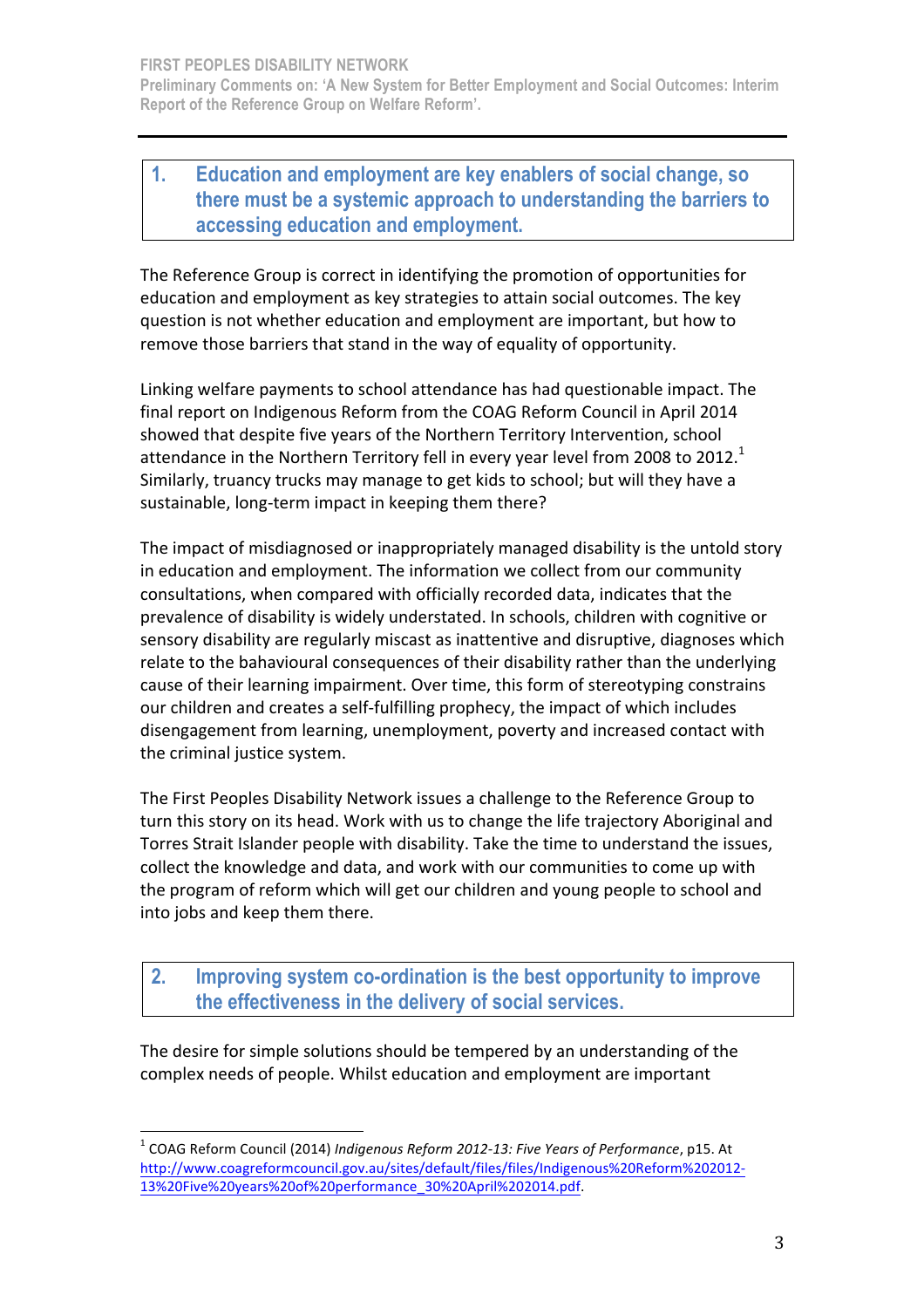## 1. Education and employment are key enablers of social change, so there must be a systemic approach to understanding the barriers to accessing education and employment.

The Reference Group is correct in identifying the promotion of opportunities for education and employment as key strategies to attain social outcomes. The key question is not whether education and employment are important, but how to remove those barriers that stand in the way of equality of opportunity.

Linking welfare payments to school attendance has had questionable impact. The final report on Indigenous Reform from the COAG Reform Council in April 2014 showed that despite five years of the Northern Territory Intervention, school attendance in the Northern Territory fell in every year level from 2008 to 2012.[1] Similarly, truancy trucks may manage to get kids to school; but will they have a sustainable, long-term impact in keeping them there?

The impact of misdiagnosed or inappropriately managed disability is the untold story in education and employment. The information we collect from our community consultations, when compared with officially recorded data, indicates that the prevalence of disability is widely understated. In schools, children with cognitive or sensory disability are regularly miscast as inattentive and disruptive, diagnoses which relate to the bahavioural consequences of their disability rather than the underlying cause of their learning impairment. Over time, this form of stereotyping constrains our children and creates a self-fulfilling prophecy, the impact of which includes disengagement from learning, unemployment, poverty and increased contact with the criminal justice system.

The First Peoples Disability Network issues a challenge to the Reference Group to turn this story on its head. Work with us to change the life trajectory Aboriginal and Torres Strait Islander people with disability. Take the time to understand the issues, collect the knowledge and data, and work with our communities to come up with the program of reform which will get our children and young people to school and into jobs and keep them there.

## 2. Improving system co-ordination is the best opportunity to improve the effectiveness in the delivery of social services.

The desire for simple solutions should be tempered by an understanding of the complex needs of people. Whilst education and employment are important

---

[1] COAG Reform Council (2014) *Indigenous Reform 2012-13: Five Years of Performance*, p15. At http://www.coagreformcouncil.gov.au/sites/default/files/files/Indigenous%20Reform%202012-13%20Five%20years%20of%20performance_30%20April%202014.pdf.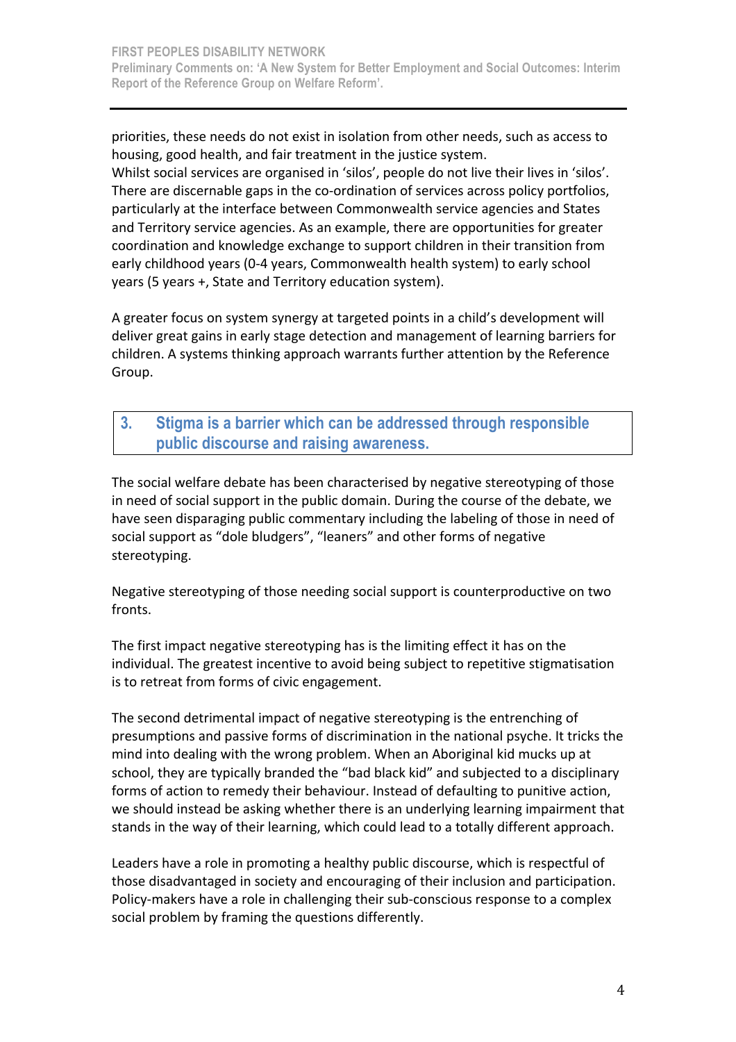priorities, these needs do not exist in isolation from other needs, such as access to housing, good health, and fair treatment in the justice system.
Whilst social services are organised in 'silos', people do not live their lives in 'silos'. There are discernable gaps in the co-ordination of services across policy portfolios, particularly at the interface between Commonwealth service agencies and States and Territory service agencies. As an example, there are opportunities for greater coordination and knowledge exchange to support children in their transition from early childhood years (0-4 years, Commonwealth health system) to early school years (5 years +, State and Territory education system).

A greater focus on system synergy at targeted points in a child's development will deliver great gains in early stage detection and management of learning barriers for children. A systems thinking approach warrants further attention by the Reference Group.

## 3. Stigma is a barrier which can be addressed through responsible public discourse and raising awareness.

The social welfare debate has been characterised by negative stereotyping of those in need of social support in the public domain. During the course of the debate, we have seen disparaging public commentary including the labeling of those in need of social support as "dole bludgers", "leaners" and other forms of negative stereotyping.

Negative stereotyping of those needing social support is counterproductive on two fronts.

The first impact negative stereotyping has is the limiting effect it has on the individual. The greatest incentive to avoid being subject to repetitive stigmatisation is to retreat from forms of civic engagement.

The second detrimental impact of negative stereotyping is the entrenching of presumptions and passive forms of discrimination in the national psyche. It tricks the mind into dealing with the wrong problem. When an Aboriginal kid mucks up at school, they are typically branded the "bad black kid" and subjected to a disciplinary forms of action to remedy their behaviour. Instead of defaulting to punitive action, we should instead be asking whether there is an underlying learning impairment that stands in the way of their learning, which could lead to a totally different approach.

Leaders have a role in promoting a healthy public discourse, which is respectful of those disadvantaged in society and encouraging of their inclusion and participation. Policy-makers have a role in challenging their sub-conscious response to a complex social problem by framing the questions differently.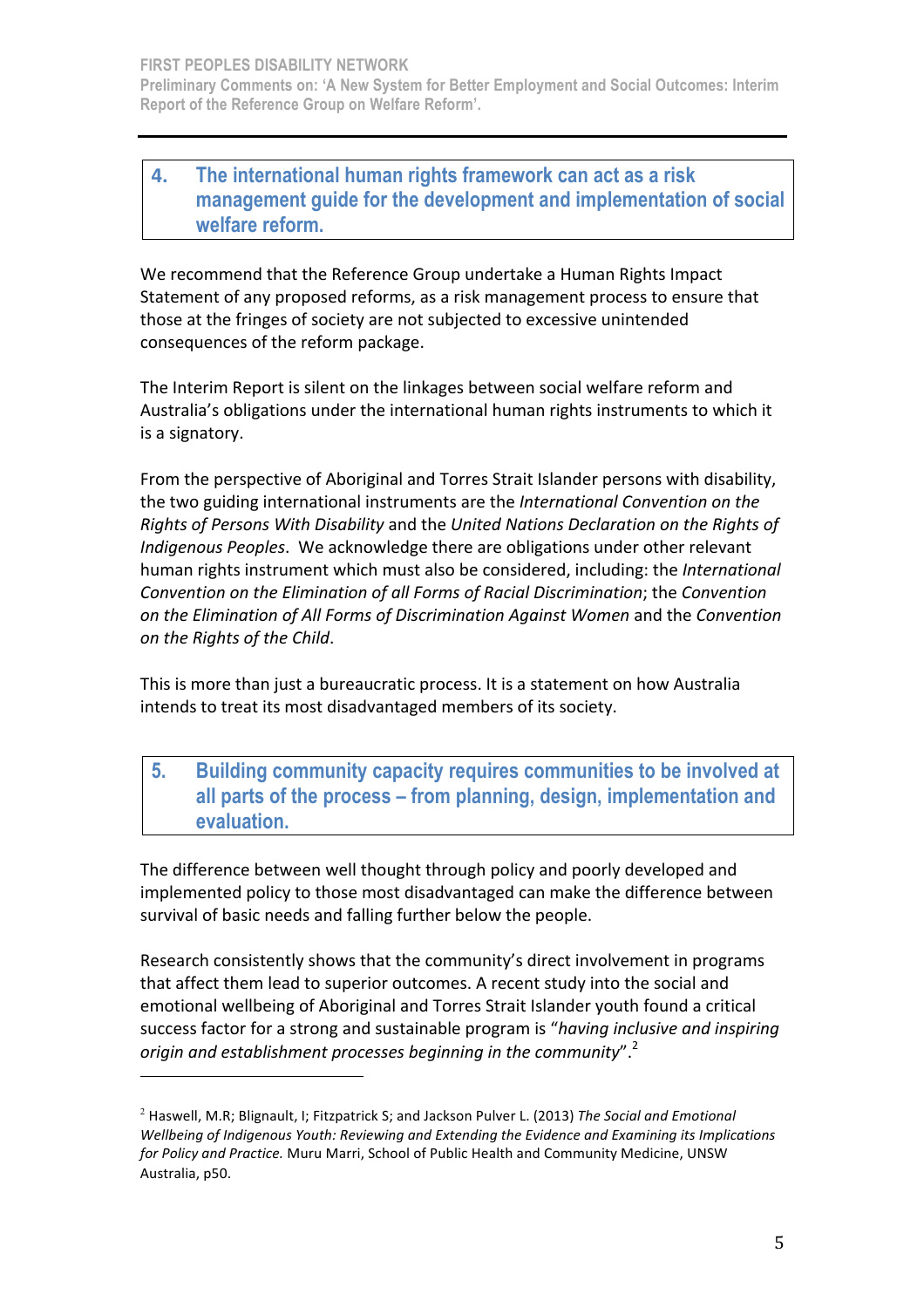## 4. The international human rights framework can act as a risk management guide for the development and implementation of social welfare reform.

We recommend that the Reference Group undertake a Human Rights Impact Statement of any proposed reforms, as a risk management process to ensure that those at the fringes of society are not subjected to excessive unintended consequences of the reform package.

The Interim Report is silent on the linkages between social welfare reform and Australia's obligations under the international human rights instruments to which it is a signatory.

From the perspective of Aboriginal and Torres Strait Islander persons with disability, the two guiding international instruments are the *International Convention on the Rights of Persons With Disability* and the *United Nations Declaration on the Rights of Indigenous Peoples*. We acknowledge there are obligations under other relevant human rights instrument which must also be considered, including: the *International Convention on the Elimination of all Forms of Racial Discrimination*; the *Convention on the Elimination of All Forms of Discrimination Against Women* and the *Convention on the Rights of the Child*.

This is more than just a bureaucratic process. It is a statement on how Australia intends to treat its most disadvantaged members of its society.

## 5. Building community capacity requires communities to be involved at all parts of the process – from planning, design, implementation and evaluation.

The difference between well thought through policy and poorly developed and implemented policy to those most disadvantaged can make the difference between survival of basic needs and falling further below the people.

Research consistently shows that the community's direct involvement in programs that affect them lead to superior outcomes. A recent study into the social and emotional wellbeing of Aboriginal and Torres Strait Islander youth found a critical success factor for a strong and sustainable program is "*having inclusive and inspiring origin and establishment processes beginning in the community*".[2]

---

[2] Haswell, M.R; Blignault, I; Fitzpatrick S; and Jackson Pulver L. (2013) *The Social and Emotional Wellbeing of Indigenous Youth: Reviewing and Extending the Evidence and Examining its Implications for Policy and Practice.* Muru Marri, School of Public Health and Community Medicine, UNSW Australia, p50.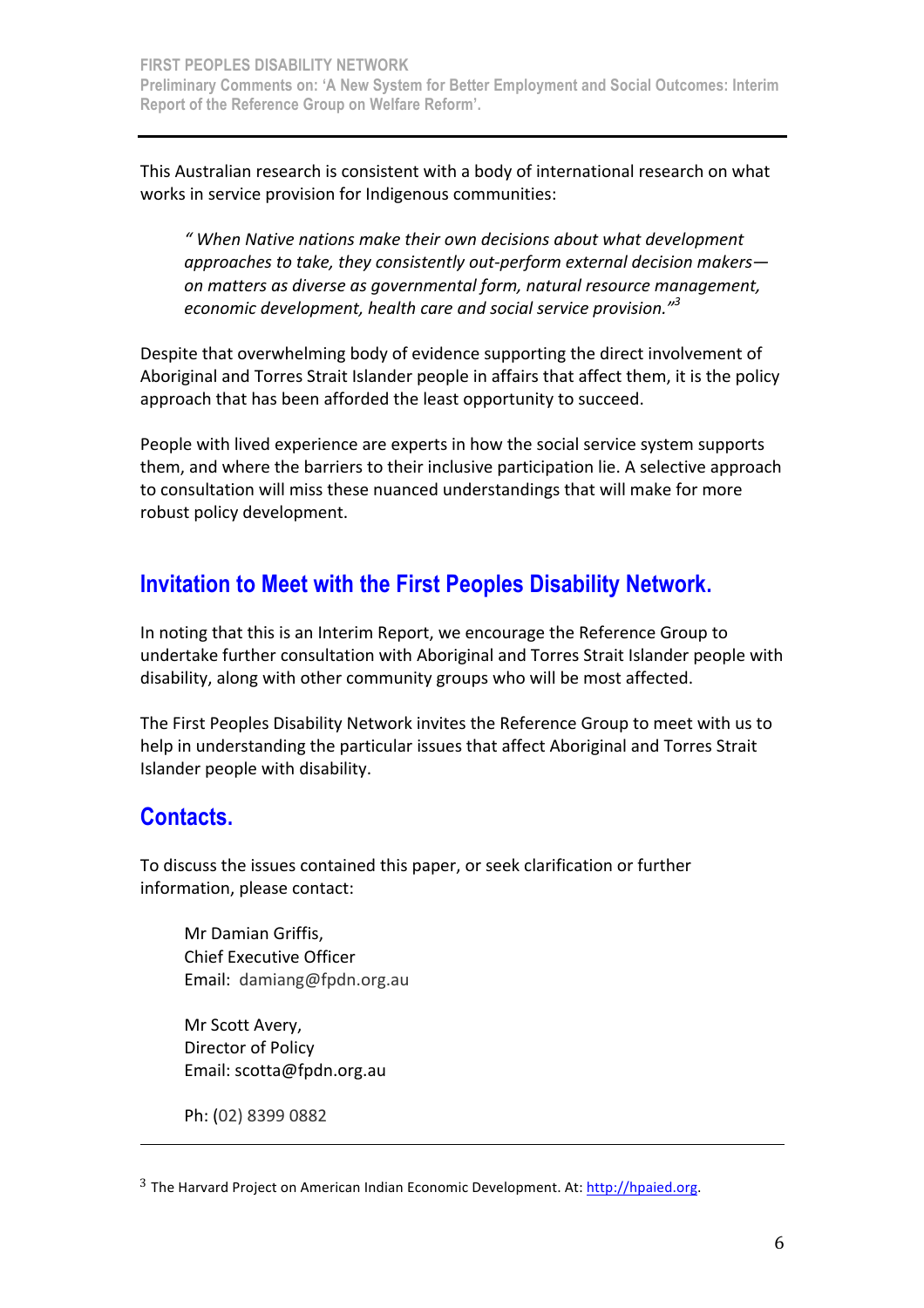This Australian research is consistent with a body of international research on what works in service provision for Indigenous communities:

> *" When Native nations make their own decisions about what development approaches to take, they consistently out-perform external decision makers—on matters as diverse as governmental form, natural resource management, economic development, health care and social service provision."*[3]

Despite that overwhelming body of evidence supporting the direct involvement of Aboriginal and Torres Strait Islander people in affairs that affect them, it is the policy approach that has been afforded the least opportunity to succeed.

People with lived experience are experts in how the social service system supports them, and where the barriers to their inclusive participation lie. A selective approach to consultation will miss these nuanced understandings that will make for more robust policy development.

## Invitation to Meet with the First Peoples Disability Network.

In noting that this is an Interim Report, we encourage the Reference Group to undertake further consultation with Aboriginal and Torres Strait Islander people with disability, along with other community groups who will be most affected.

The First Peoples Disability Network invites the Reference Group to meet with us to help in understanding the particular issues that affect Aboriginal and Torres Strait Islander people with disability.

## Contacts.

To discuss the issues contained this paper, or seek clarification or further information, please contact:

Mr Damian Griffis,  
Chief Executive Officer  
Email: damiang@fpdn.org.au

Mr Scott Avery,  
Director of Policy  
Email: scotta@fpdn.org.au

Ph: (02) 8399 0882

---

[3] The Harvard Project on American Indian Economic Development. At: http://hpaied.org.